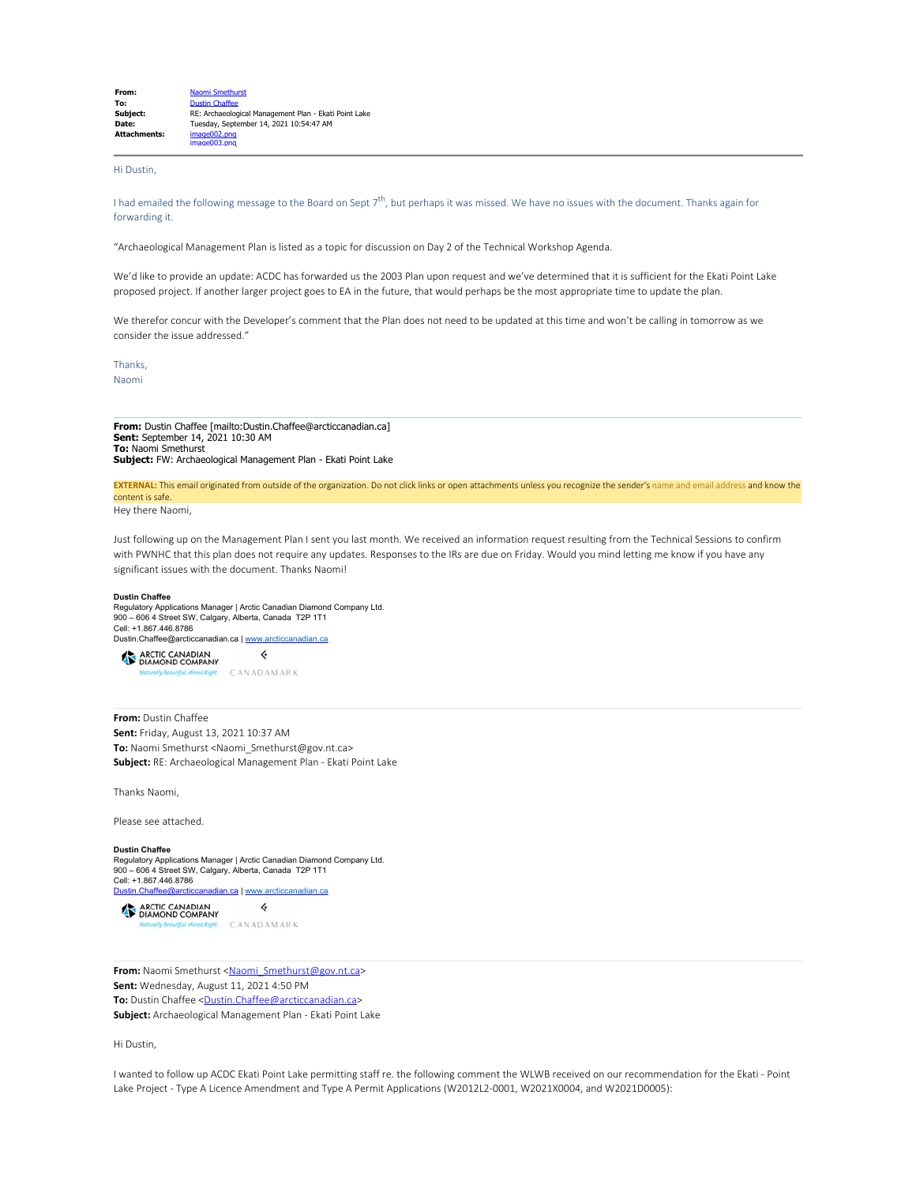**From:** Naomi Smethurst
**To:** Dustin Chaffee
**Subject:** RE: Archaeological Management Plan - Ekati Point Lake
**Date:** Tuesday, September 14, 2021 10:54:47 AM
**Attachments:** image002.png
image003.png

Hi Dustin,

I had emailed the following message to the Board on Sept 7th, but perhaps it was missed. We have no issues with the document. Thanks again for forwarding it.

"Archaeological Management Plan is listed as a topic for discussion on Day 2 of the Technical Workshop Agenda.

We'd like to provide an update: ACDC has forwarded us the 2003 Plan upon request and we've determined that it is sufficient for the Ekati Point Lake proposed project. If another larger project goes to EA in the future, that would perhaps be the most appropriate time to update the plan.

We therefor concur with the Developer's comment that the Plan does not need to be updated at this time and won't be calling in tomorrow as we consider the issue addressed."

Thanks,
Naomi

---

**From:** Dustin Chaffee [mailto:Dustin.Chaffee@arcticcanadian.ca]
**Sent:** September 14, 2021 10:30 AM
**To:** Naomi Smethurst
**Subject:** FW: Archaeological Management Plan - Ekati Point Lake

**EXTERNAL:** This email originated from outside of the organization. Do not click links or open attachments unless you recognize the sender's name and email address and know the content is safe.

Hey there Naomi,

Just following up on the Management Plan I sent you last month. We received an information request resulting from the Technical Sessions to confirm with PWNHC that this plan does not require any updates. Responses to the IRs are due on Friday. Would you mind letting me know if you have any significant issues with the document. Thanks Naomi!

**Dustin Chaffee**
Regulatory Applications Manager | Arctic Canadian Diamond Company Ltd.
900 – 606 4 Street SW, Calgary, Alberta, Canada T2P 1T1
Cell: +1.867.446.8786
Dustin.Chaffee@arcticcanadian.ca | www.arcticcanadian.ca

ARCTIC CANADIAN DIAMOND COMPANY
*Naturally Beautiful. Mined Right.* CANADAMARK

---

**From:** Dustin Chaffee
**Sent:** Friday, August 13, 2021 10:37 AM
**To:** Naomi Smethurst <Naomi_Smethurst@gov.nt.ca>
**Subject:** RE: Archaeological Management Plan - Ekati Point Lake

Thanks Naomi,

Please see attached.

**Dustin Chaffee**
Regulatory Applications Manager | Arctic Canadian Diamond Company Ltd.
900 – 606 4 Street SW, Calgary, Alberta, Canada T2P 1T1
Cell: +1.867.446.8786
Dustin.Chaffee@arcticcanadian.ca | www.arcticcanadian.ca

ARCTIC CANADIAN DIAMOND COMPANY
*Naturally Beautiful. Mined Right.* CANADAMARK

---

**From:** Naomi Smethurst <Naomi_Smethurst@gov.nt.ca>
**Sent:** Wednesday, August 11, 2021 4:50 PM
**To:** Dustin Chaffee <Dustin.Chaffee@arcticcanadian.ca>
**Subject:** Archaeological Management Plan - Ekati Point Lake

Hi Dustin,

I wanted to follow up ACDC Ekati Point Lake permitting staff re. the following comment the WLWB received on our recommendation for the Ekati - Point Lake Project - Type A Licence Amendment and Type A Permit Applications (W2012L2-0001, W2021X0004, and W2021D0005):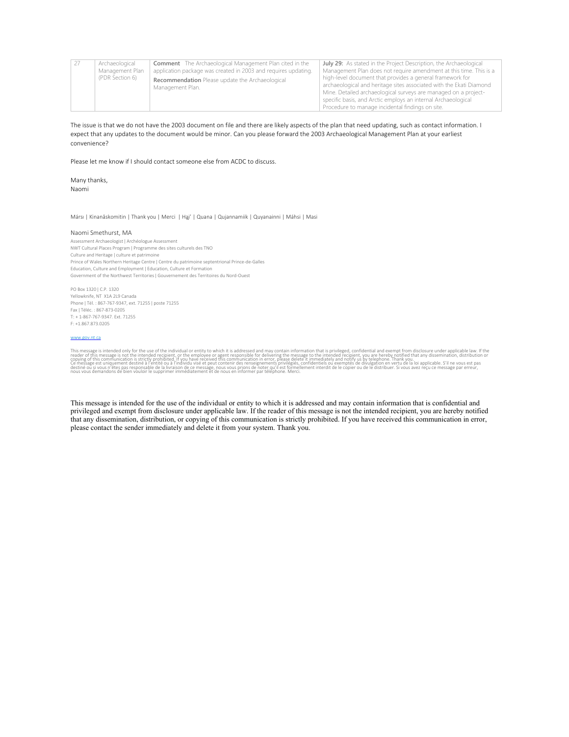| | | | |
|---|---|---|---|
| 27 | Archaeological Management Plan (PDR Section 6) | **Comment** The Archaeological Management Plan cited in the application package was created in 2003 and requires updating.<br>**Recommendation** Please update the Archaeological Management Plan. | **July 29:** As stated in the Project Description, the Archaeological Management Plan does not require amendment at this time. This is a high-level document that provides a general framework for archaeological and heritage sites associated with the Ekati Diamond Mine. Detailed archaeological surveys are managed on a project-specific basis, and Arctic employs an internal Archaeological Procedure to manage incidental findings on site. |

The issue is that we do not have the 2003 document on file and there are likely aspects of the plan that need updating, such as contact information. I expect that any updates to the document would be minor. Can you please forward the 2003 Archaeological Management Plan at your earliest convenience?

Please let me know if I should contact someone else from ACDC to discuss.

Many thanks,
Naomi

Mársı | Kinanāskomitin | Thank you | Merci | Hąį' | Quana | Qujannamiik | Quyanainni | Máhsi | Masi

Naomi Smethurst, MA
Assessment Archaeologist | Archéologue Assessment
NWT Cultural Places Program | Programme des sites culturels des TNO
Culture and Heritage | culture et patrimoine
Prince of Wales Northern Heritage Centre | Centre du patrimoine septentrional Prince-de-Galles
Education, Culture and Employment | Education, Culture et Formation
Government of the Northwest Territories | Gouvernement des Territoires du Nord-Ouest

PO Box 1320 | C.P. 1320
Yellowknife, NT X1A 2L9 Canada
Phone | Tél. : 867-767-9347, ext. 71255 | poste 71255
Fax | Téléc. : 867-873-0205
T: + 1-867-767-9347. Ext. 71255
F: +1.867.873.0205

www.gov.nt.ca

This message is intended only for the use of the individual or entity to which it is addressed and may contain information that is privileged, confidential and exempt from disclosure under applicable law. If the reader of this message is not the intended recipient, or the employee or agent responsible for delivering the message to the intended recipient, you are hereby notified that any dissemination, distribution or copying of this communication is strictly prohibited. If you have received this communication in error, please delete it immediately and notify us by telephone. Thank you.
Ce message est uniquement destiné à l'entité ou à l'individu visé et peut contenir des renseignements privilégiés, confidentiels ou exemptés de divulgation en vertu de la loi applicable. S'il ne vous est pas destiné ou si vous n'êtes pas responsable de la livraison de ce message, nous vous prions de noter qu'il est formellement interdit de le copier ou de le distribuer. Si vous avez reçu ce message par erreur, nous vous demandons de bien vouloir le supprimer immédiatement et de nous en informer par téléphone. Merci.

This message is intended for the use of the individual or entity to which it is addressed and may contain information that is confidential and privileged and exempt from disclosure under applicable law. If the reader of this message is not the intended recipient, you are hereby notified that any dissemination, distribution, or copying of this communication is strictly prohibited. If you have received this communication in error, please contact the sender immediately and delete it from your system. Thank you.